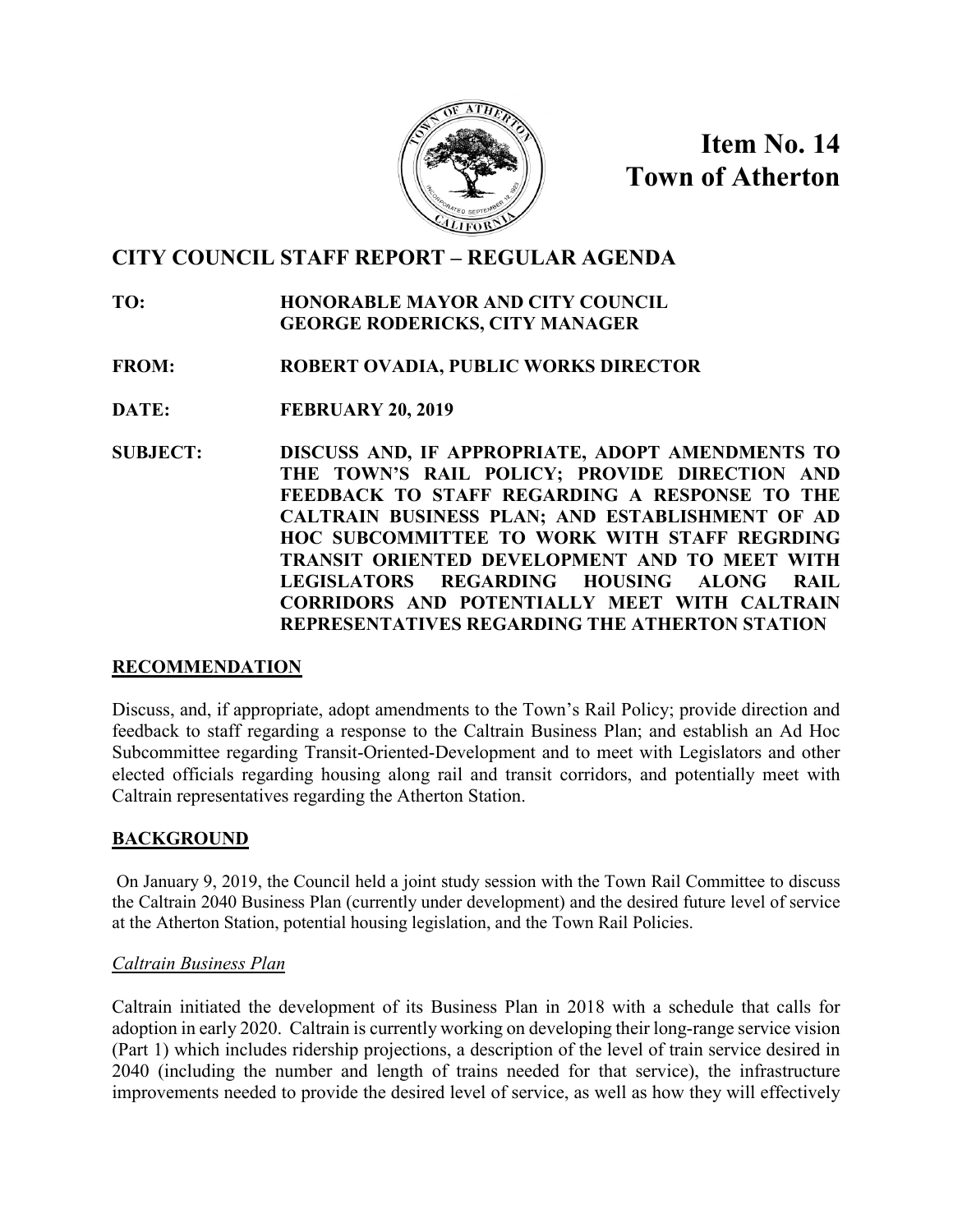**Item No. 14**
**Town of Atherton**

## CITY COUNCIL STAFF REPORT – REGULAR AGENDA

**TO:** HONORABLE MAYOR AND CITY COUNCIL
GEORGE RODERICKS, CITY MANAGER

**FROM:** ROBERT OVADIA, PUBLIC WORKS DIRECTOR

**DATE:** FEBRUARY 20, 2019

**SUBJECT:** DISCUSS AND, IF APPROPRIATE, ADOPT AMENDMENTS TO THE TOWN'S RAIL POLICY; PROVIDE DIRECTION AND FEEDBACK TO STAFF REGARDING A RESPONSE TO THE CALTRAIN BUSINESS PLAN; AND ESTABLISHMENT OF AD HOC SUBCOMMITTEE TO WORK WITH STAFF REGRDING TRANSIT ORIENTED DEVELOPMENT AND TO MEET WITH LEGISLATORS REGARDING HOUSING ALONG RAIL CORRIDORS AND POTENTIALLY MEET WITH CALTRAIN REPRESENTATIVES REGARDING THE ATHERTON STATION

## RECOMMENDATION

Discuss, and, if appropriate, adopt amendments to the Town's Rail Policy; provide direction and feedback to staff regarding a response to the Caltrain Business Plan; and establish an Ad Hoc Subcommittee regarding Transit-Oriented-Development and to meet with Legislators and other elected officials regarding housing along rail and transit corridors, and potentially meet with Caltrain representatives regarding the Atherton Station.

## BACKGROUND

On January 9, 2019, the Council held a joint study session with the Town Rail Committee to discuss the Caltrain 2040 Business Plan (currently under development) and the desired future level of service at the Atherton Station, potential housing legislation, and the Town Rail Policies.

### *Caltrain Business Plan*

Caltrain initiated the development of its Business Plan in 2018 with a schedule that calls for adoption in early 2020. Caltrain is currently working on developing their long-range service vision (Part 1) which includes ridership projections, a description of the level of train service desired in 2040 (including the number and length of trains needed for that service), the infrastructure improvements needed to provide the desired level of service, as well as how they will effectively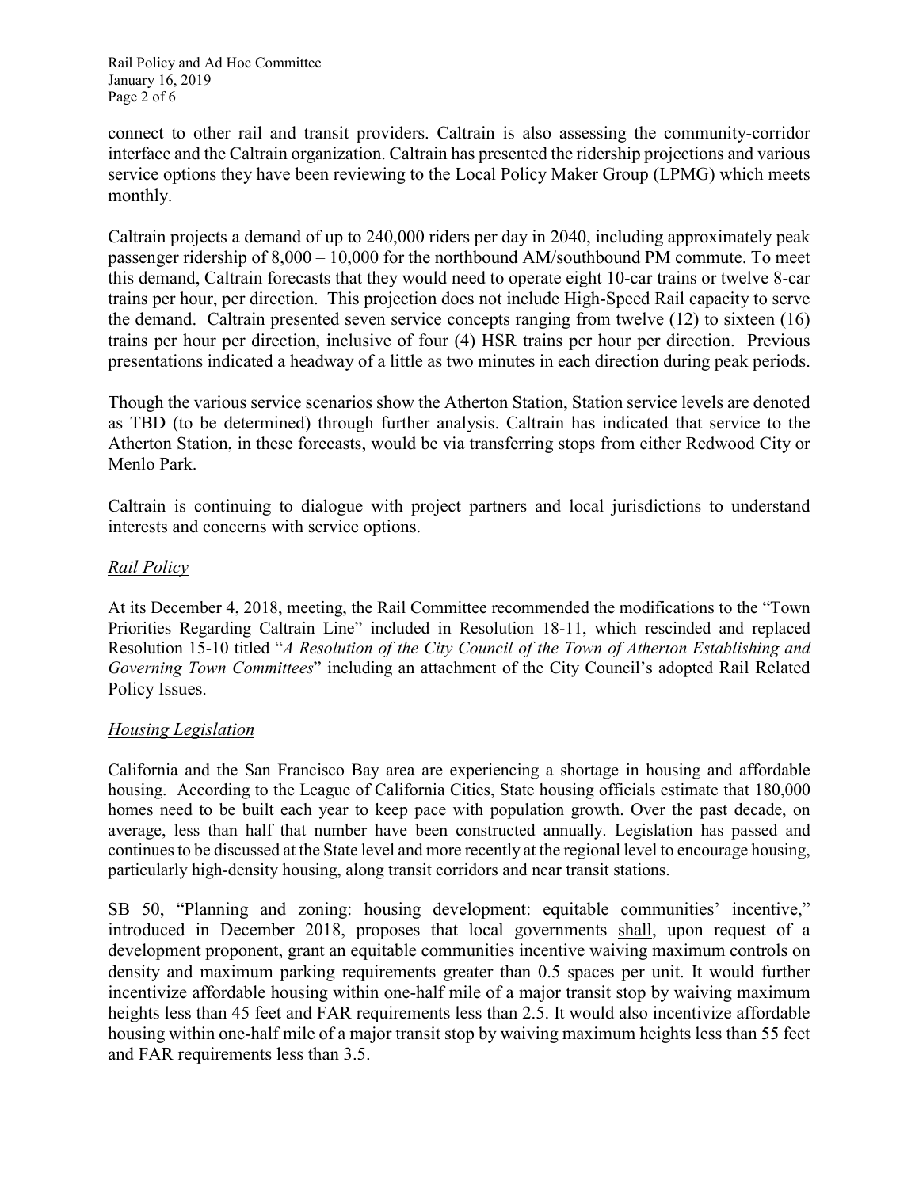connect to other rail and transit providers. Caltrain is also assessing the community-corridor interface and the Caltrain organization. Caltrain has presented the ridership projections and various service options they have been reviewing to the Local Policy Maker Group (LPMG) which meets monthly.

Caltrain projects a demand of up to 240,000 riders per day in 2040, including approximately peak passenger ridership of 8,000 – 10,000 for the northbound AM/southbound PM commute. To meet this demand, Caltrain forecasts that they would need to operate eight 10-car trains or twelve 8-car trains per hour, per direction. This projection does not include High-Speed Rail capacity to serve the demand. Caltrain presented seven service concepts ranging from twelve (12) to sixteen (16) trains per hour per direction, inclusive of four (4) HSR trains per hour per direction. Previous presentations indicated a headway of a little as two minutes in each direction during peak periods.

Though the various service scenarios show the Atherton Station, Station service levels are denoted as TBD (to be determined) through further analysis. Caltrain has indicated that service to the Atherton Station, in these forecasts, would be via transferring stops from either Redwood City or Menlo Park.

Caltrain is continuing to dialogue with project partners and local jurisdictions to understand interests and concerns with service options.

*Rail Policy*

At its December 4, 2018, meeting, the Rail Committee recommended the modifications to the "Town Priorities Regarding Caltrain Line" included in Resolution 18-11, which rescinded and replaced Resolution 15-10 titled "*A Resolution of the City Council of the Town of Atherton Establishing and Governing Town Committees*" including an attachment of the City Council's adopted Rail Related Policy Issues.

*Housing Legislation*

California and the San Francisco Bay area are experiencing a shortage in housing and affordable housing. According to the League of California Cities, State housing officials estimate that 180,000 homes need to be built each year to keep pace with population growth. Over the past decade, on average, less than half that number have been constructed annually. Legislation has passed and continues to be discussed at the State level and more recently at the regional level to encourage housing, particularly high-density housing, along transit corridors and near transit stations.

SB 50, "Planning and zoning: housing development: equitable communities' incentive," introduced in December 2018, proposes that local governments shall, upon request of a development proponent, grant an equitable communities incentive waiving maximum controls on density and maximum parking requirements greater than 0.5 spaces per unit. It would further incentivize affordable housing within one-half mile of a major transit stop by waiving maximum heights less than 45 feet and FAR requirements less than 2.5. It would also incentivize affordable housing within one-half mile of a major transit stop by waiving maximum heights less than 55 feet and FAR requirements less than 3.5.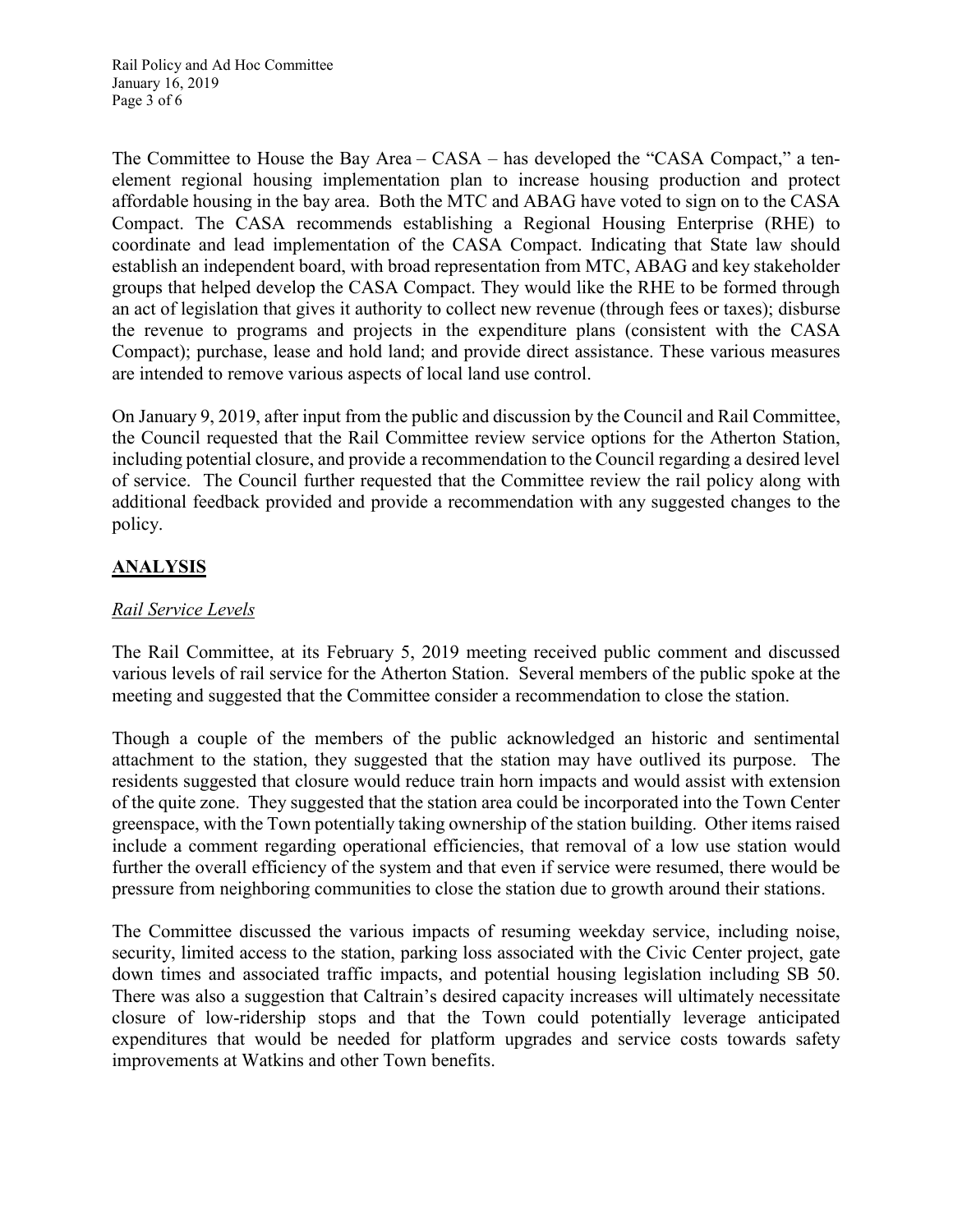The Committee to House the Bay Area – CASA – has developed the "CASA Compact," a ten-element regional housing implementation plan to increase housing production and protect affordable housing in the bay area. Both the MTC and ABAG have voted to sign on to the CASA Compact. The CASA recommends establishing a Regional Housing Enterprise (RHE) to coordinate and lead implementation of the CASA Compact. Indicating that State law should establish an independent board, with broad representation from MTC, ABAG and key stakeholder groups that helped develop the CASA Compact. They would like the RHE to be formed through an act of legislation that gives it authority to collect new revenue (through fees or taxes); disburse the revenue to programs and projects in the expenditure plans (consistent with the CASA Compact); purchase, lease and hold land; and provide direct assistance. These various measures are intended to remove various aspects of local land use control.

On January 9, 2019, after input from the public and discussion by the Council and Rail Committee, the Council requested that the Rail Committee review service options for the Atherton Station, including potential closure, and provide a recommendation to the Council regarding a desired level of service. The Council further requested that the Committee review the rail policy along with additional feedback provided and provide a recommendation with any suggested changes to the policy.

## ANALYSIS

### *Rail Service Levels*

The Rail Committee, at its February 5, 2019 meeting received public comment and discussed various levels of rail service for the Atherton Station. Several members of the public spoke at the meeting and suggested that the Committee consider a recommendation to close the station.

Though a couple of the members of the public acknowledged an historic and sentimental attachment to the station, they suggested that the station may have outlived its purpose. The residents suggested that closure would reduce train horn impacts and would assist with extension of the quite zone. They suggested that the station area could be incorporated into the Town Center greenspace, with the Town potentially taking ownership of the station building. Other items raised include a comment regarding operational efficiencies, that removal of a low use station would further the overall efficiency of the system and that even if service were resumed, there would be pressure from neighboring communities to close the station due to growth around their stations.

The Committee discussed the various impacts of resuming weekday service, including noise, security, limited access to the station, parking loss associated with the Civic Center project, gate down times and associated traffic impacts, and potential housing legislation including SB 50. There was also a suggestion that Caltrain's desired capacity increases will ultimately necessitate closure of low-ridership stops and that the Town could potentially leverage anticipated expenditures that would be needed for platform upgrades and service costs towards safety improvements at Watkins and other Town benefits.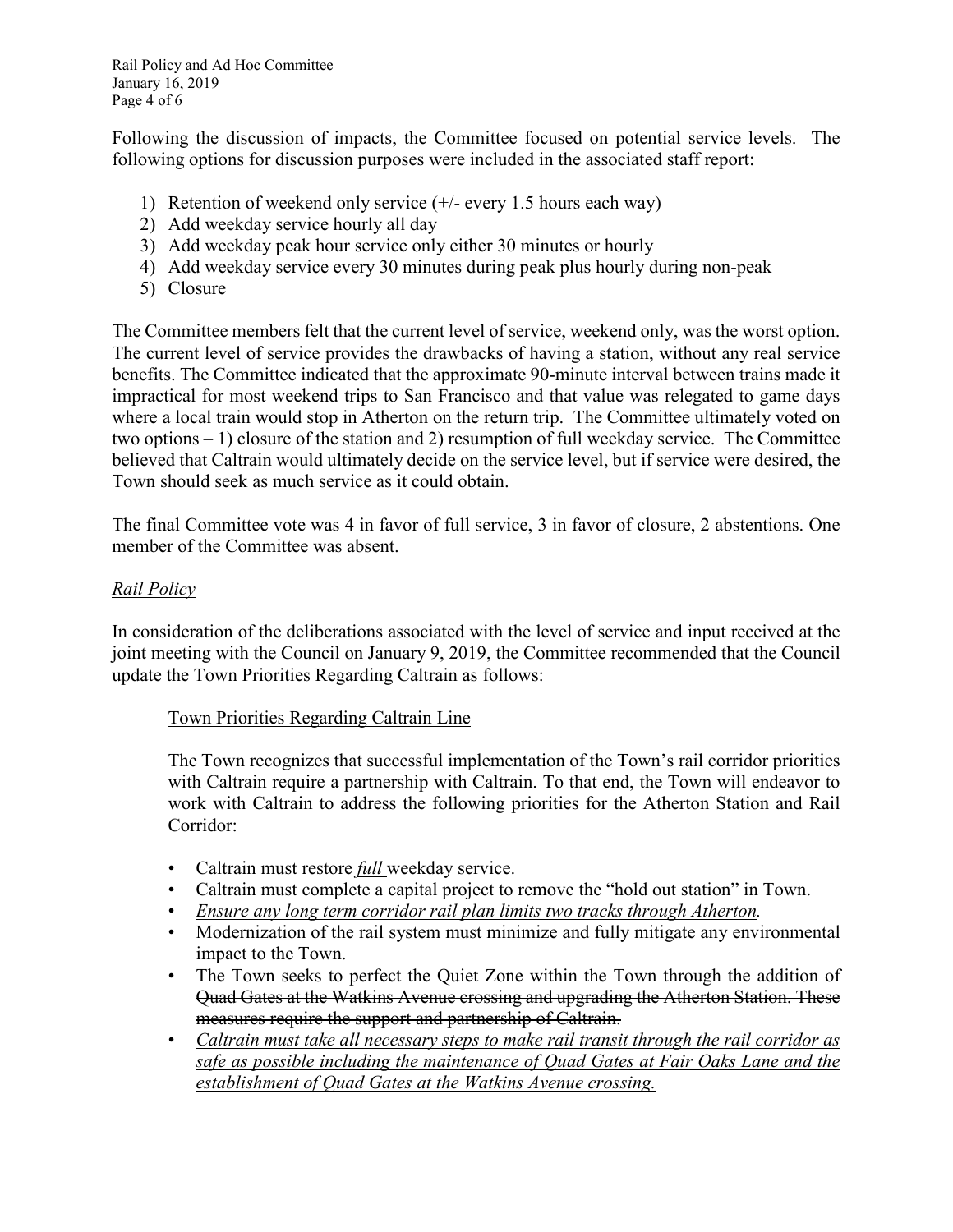Following the discussion of impacts, the Committee focused on potential service levels. The following options for discussion purposes were included in the associated staff report:

1) Retention of weekend only service (+/- every 1.5 hours each way)
2) Add weekday service hourly all day
3) Add weekday peak hour service only either 30 minutes or hourly
4) Add weekday service every 30 minutes during peak plus hourly during non-peak
5) Closure

The Committee members felt that the current level of service, weekend only, was the worst option. The current level of service provides the drawbacks of having a station, without any real service benefits. The Committee indicated that the approximate 90-minute interval between trains made it impractical for most weekend trips to San Francisco and that value was relegated to game days where a local train would stop in Atherton on the return trip. The Committee ultimately voted on two options – 1) closure of the station and 2) resumption of full weekday service. The Committee believed that Caltrain would ultimately decide on the service level, but if service were desired, the Town should seek as much service as it could obtain.

The final Committee vote was 4 in favor of full service, 3 in favor of closure, 2 abstentions. One member of the Committee was absent.

*Rail Policy*

In consideration of the deliberations associated with the level of service and input received at the joint meeting with the Council on January 9, 2019, the Committee recommended that the Council update the Town Priorities Regarding Caltrain as follows:

Town Priorities Regarding Caltrain Line

The Town recognizes that successful implementation of the Town's rail corridor priorities with Caltrain require a partnership with Caltrain. To that end, the Town will endeavor to work with Caltrain to address the following priorities for the Atherton Station and Rail Corridor:

- Caltrain must restore *full* weekday service.
- Caltrain must complete a capital project to remove the "hold out station" in Town.
- *Ensure any long term corridor rail plan limits two tracks through Atherton.*
- Modernization of the rail system must minimize and fully mitigate any environmental impact to the Town.
- ~~The Town seeks to perfect the Quiet Zone within the Town through the addition of Quad Gates at the Watkins Avenue crossing and upgrading the Atherton Station. These measures require the support and partnership of Caltrain.~~
- *Caltrain must take all necessary steps to make rail transit through the rail corridor as safe as possible including the maintenance of Quad Gates at Fair Oaks Lane and the establishment of Quad Gates at the Watkins Avenue crossing.*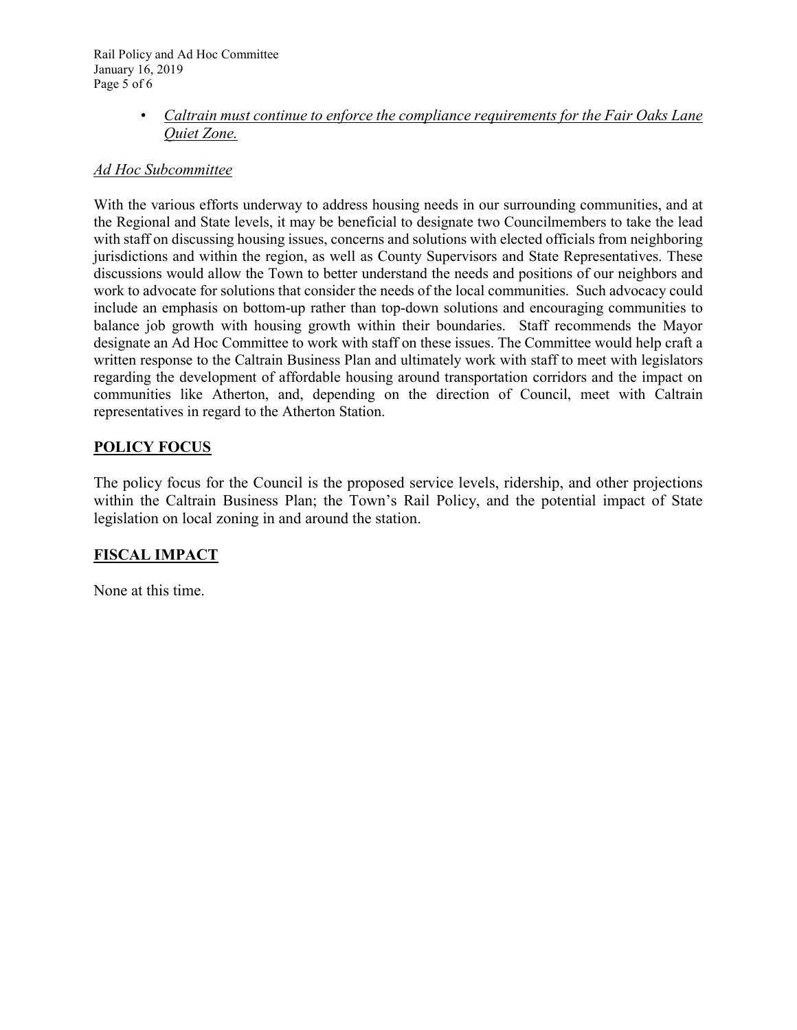- *Caltrain must continue to enforce the compliance requirements for the Fair Oaks Lane Quiet Zone.*

*Ad Hoc Subcommittee*

With the various efforts underway to address housing needs in our surrounding communities, and at the Regional and State levels, it may be beneficial to designate two Councilmembers to take the lead with staff on discussing housing issues, concerns and solutions with elected officials from neighboring jurisdictions and within the region, as well as County Supervisors and State Representatives. These discussions would allow the Town to better understand the needs and positions of our neighbors and work to advocate for solutions that consider the needs of the local communities. Such advocacy could include an emphasis on bottom-up rather than top-down solutions and encouraging communities to balance job growth with housing growth within their boundaries. Staff recommends the Mayor designate an Ad Hoc Committee to work with staff on these issues. The Committee would help craft a written response to the Caltrain Business Plan and ultimately work with staff to meet with legislators regarding the development of affordable housing around transportation corridors and the impact on communities like Atherton, and, depending on the direction of Council, meet with Caltrain representatives in regard to the Atherton Station.

## POLICY FOCUS

The policy focus for the Council is the proposed service levels, ridership, and other projections within the Caltrain Business Plan; the Town's Rail Policy, and the potential impact of State legislation on local zoning in and around the station.

## FISCAL IMPACT

None at this time.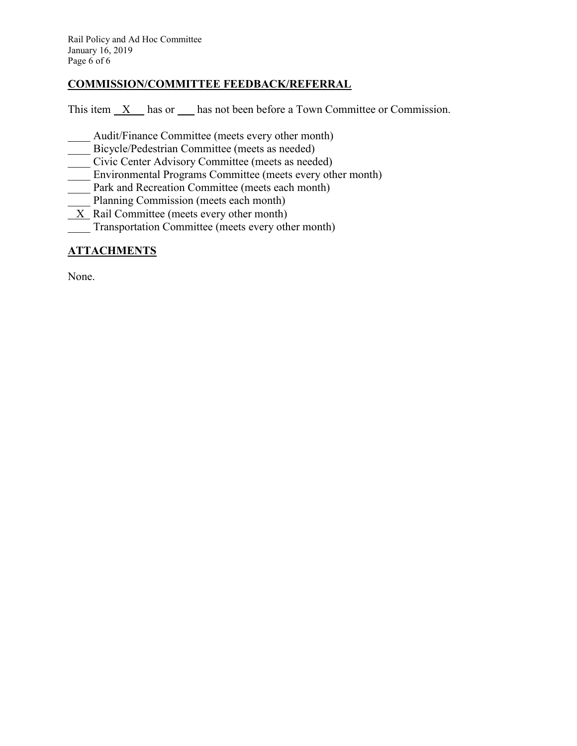## COMMISSION/COMMITTEE FEEDBACK/REFERRAL

This item __X__ has or ___ has not been before a Town Committee or Commission.

____ Audit/Finance Committee (meets every other month)
____ Bicycle/Pedestrian Committee (meets as needed)
____ Civic Center Advisory Committee (meets as needed)
____ Environmental Programs Committee (meets every other month)
____ Park and Recreation Committee (meets each month)
____ Planning Commission (meets each month)
__X_ Rail Committee (meets every other month)
____ Transportation Committee (meets every other month)

## ATTACHMENTS

None.